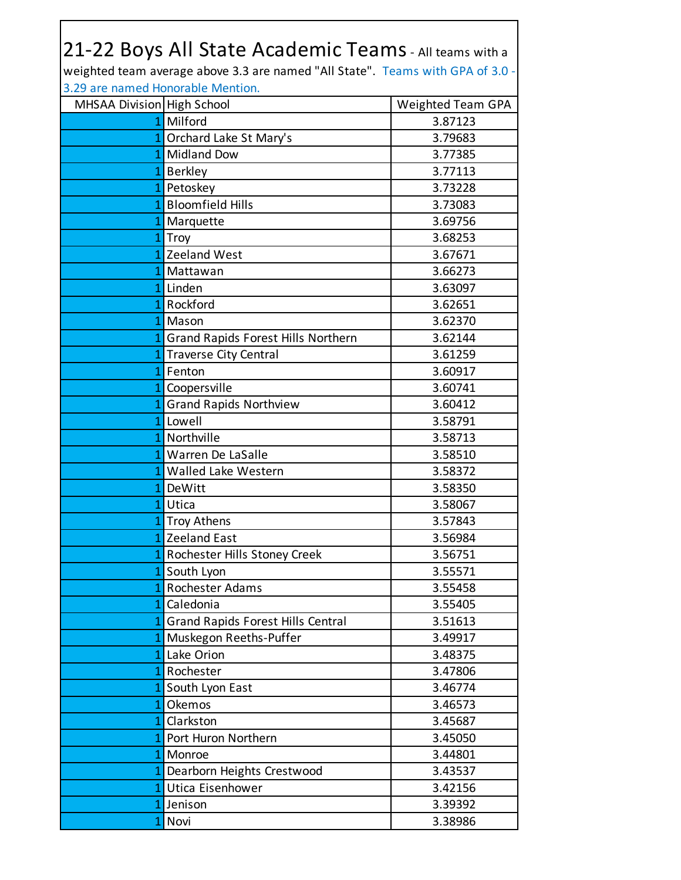# 21-22 Boys All State Academic Teams

- All teams with a weighted team average above 3.3 are named "All State". Teams with GPA of 3.0 - 3.29 are named Honorable Mention.

| MHSAA Division | High School | Weighted Team GPA |
|---|---|---|
| 1 | Milford | 3.87123 |
| 1 | Orchard Lake St Mary's | 3.79683 |
| 1 | Midland Dow | 3.77385 |
| 1 | Berkley | 3.77113 |
| 1 | Petoskey | 3.73228 |
| 1 | Bloomfield Hills | 3.73083 |
| 1 | Marquette | 3.69756 |
| 1 | Troy | 3.68253 |
| 1 | Zeeland West | 3.67671 |
| 1 | Mattawan | 3.66273 |
| 1 | Linden | 3.63097 |
| 1 | Rockford | 3.62651 |
| 1 | Mason | 3.62370 |
| 1 | Grand Rapids Forest Hills Northern | 3.62144 |
| 1 | Traverse City Central | 3.61259 |
| 1 | Fenton | 3.60917 |
| 1 | Coopersville | 3.60741 |
| 1 | Grand Rapids Northview | 3.60412 |
| 1 | Lowell | 3.58791 |
| 1 | Northville | 3.58713 |
| 1 | Warren De LaSalle | 3.58510 |
| 1 | Walled Lake Western | 3.58372 |
| 1 | DeWitt | 3.58350 |
| 1 | Utica | 3.58067 |
| 1 | Troy Athens | 3.57843 |
| 1 | Zeeland East | 3.56984 |
| 1 | Rochester Hills Stoney Creek | 3.56751 |
| 1 | South Lyon | 3.55571 |
| 1 | Rochester Adams | 3.55458 |
| 1 | Caledonia | 3.55405 |
| 1 | Grand Rapids Forest Hills Central | 3.51613 |
| 1 | Muskegon Reeths-Puffer | 3.49917 |
| 1 | Lake Orion | 3.48375 |
| 1 | Rochester | 3.47806 |
| 1 | South Lyon East | 3.46774 |
| 1 | Okemos | 3.46573 |
| 1 | Clarkston | 3.45687 |
| 1 | Port Huron Northern | 3.45050 |
| 1 | Monroe | 3.44801 |
| 1 | Dearborn Heights Crestwood | 3.43537 |
| 1 | Utica Eisenhower | 3.42156 |
| 1 | Jenison | 3.39392 |
| 1 | Novi | 3.38986 |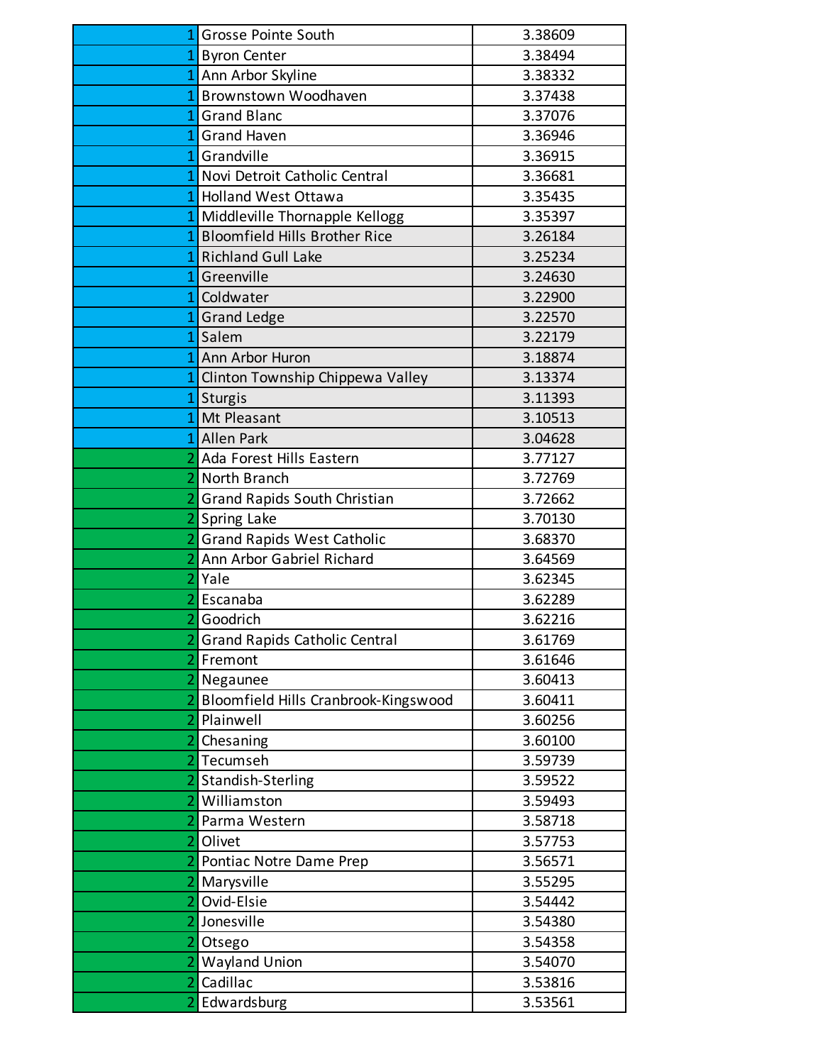| | | |
|---|---|---|
| 1 | Grosse Pointe South | 3.38609 |
| 1 | Byron Center | 3.38494 |
| 1 | Ann Arbor Skyline | 3.38332 |
| 1 | Brownstown Woodhaven | 3.37438 |
| 1 | Grand Blanc | 3.37076 |
| 1 | Grand Haven | 3.36946 |
| 1 | Grandville | 3.36915 |
| 1 | Novi Detroit Catholic Central | 3.36681 |
| 1 | Holland West Ottawa | 3.35435 |
| 1 | Middleville Thornapple Kellogg | 3.35397 |
| 1 | Bloomfield Hills Brother Rice | 3.26184 |
| 1 | Richland Gull Lake | 3.25234 |
| 1 | Greenville | 3.24630 |
| 1 | Coldwater | 3.22900 |
| 1 | Grand Ledge | 3.22570 |
| 1 | Salem | 3.22179 |
| 1 | Ann Arbor Huron | 3.18874 |
| 1 | Clinton Township Chippewa Valley | 3.13374 |
| 1 | Sturgis | 3.11393 |
| 1 | Mt Pleasant | 3.10513 |
| 1 | Allen Park | 3.04628 |
| 2 | Ada Forest Hills Eastern | 3.77127 |
| 2 | North Branch | 3.72769 |
| 2 | Grand Rapids South Christian | 3.72662 |
| 2 | Spring Lake | 3.70130 |
| 2 | Grand Rapids West Catholic | 3.68370 |
| 2 | Ann Arbor Gabriel Richard | 3.64569 |
| 2 | Yale | 3.62345 |
| 2 | Escanaba | 3.62289 |
| 2 | Goodrich | 3.62216 |
| 2 | Grand Rapids Catholic Central | 3.61769 |
| 2 | Fremont | 3.61646 |
| 2 | Negaunee | 3.60413 |
| 2 | Bloomfield Hills Cranbrook-Kingswood | 3.60411 |
| 2 | Plainwell | 3.60256 |
| 2 | Chesaning | 3.60100 |
| 2 | Tecumseh | 3.59739 |
| 2 | Standish-Sterling | 3.59522 |
| 2 | Williamston | 3.59493 |
| 2 | Parma Western | 3.58718 |
| 2 | Olivet | 3.57753 |
| 2 | Pontiac Notre Dame Prep | 3.56571 |
| 2 | Marysville | 3.55295 |
| 2 | Ovid-Elsie | 3.54442 |
| 2 | Jonesville | 3.54380 |
| 2 | Otsego | 3.54358 |
| 2 | Wayland Union | 3.54070 |
| 2 | Cadillac | 3.53816 |
| 2 | Edwardsburg | 3.53561 |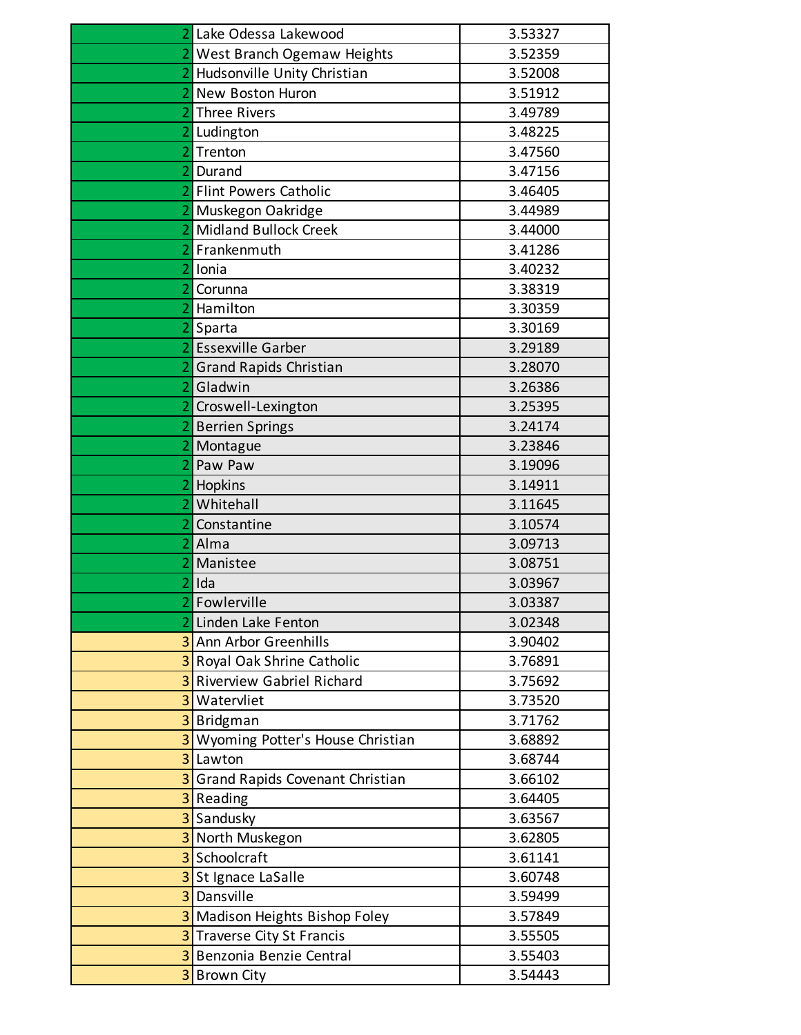| | | |
|---|---|---|
| 2 | Lake Odessa Lakewood | 3.53327 |
| 2 | West Branch Ogemaw Heights | 3.52359 |
| 2 | Hudsonville Unity Christian | 3.52008 |
| 2 | New Boston Huron | 3.51912 |
| 2 | Three Rivers | 3.49789 |
| 2 | Ludington | 3.48225 |
| 2 | Trenton | 3.47560 |
| 2 | Durand | 3.47156 |
| 2 | Flint Powers Catholic | 3.46405 |
| 2 | Muskegon Oakridge | 3.44989 |
| 2 | Midland Bullock Creek | 3.44000 |
| 2 | Frankenmuth | 3.41286 |
| 2 | Ionia | 3.40232 |
| 2 | Corunna | 3.38319 |
| 2 | Hamilton | 3.30359 |
| 2 | Sparta | 3.30169 |
| 2 | Essexville Garber | 3.29189 |
| 2 | Grand Rapids Christian | 3.28070 |
| 2 | Gladwin | 3.26386 |
| 2 | Croswell-Lexington | 3.25395 |
| 2 | Berrien Springs | 3.24174 |
| 2 | Montague | 3.23846 |
| 2 | Paw Paw | 3.19096 |
| 2 | Hopkins | 3.14911 |
| 2 | Whitehall | 3.11645 |
| 2 | Constantine | 3.10574 |
| 2 | Alma | 3.09713 |
| 2 | Manistee | 3.08751 |
| 2 | Ida | 3.03967 |
| 2 | Fowlerville | 3.03387 |
| 2 | Linden Lake Fenton | 3.02348 |
| 3 | Ann Arbor Greenhills | 3.90402 |
| 3 | Royal Oak Shrine Catholic | 3.76891 |
| 3 | Riverview Gabriel Richard | 3.75692 |
| 3 | Watervliet | 3.73520 |
| 3 | Bridgman | 3.71762 |
| 3 | Wyoming Potter's House Christian | 3.68892 |
| 3 | Lawton | 3.68744 |
| 3 | Grand Rapids Covenant Christian | 3.66102 |
| 3 | Reading | 3.64405 |
| 3 | Sandusky | 3.63567 |
| 3 | North Muskegon | 3.62805 |
| 3 | Schoolcraft | 3.61141 |
| 3 | St Ignace LaSalle | 3.60748 |
| 3 | Dansville | 3.59499 |
| 3 | Madison Heights Bishop Foley | 3.57849 |
| 3 | Traverse City St Francis | 3.55505 |
| 3 | Benzonia Benzie Central | 3.55403 |
| 3 | Brown City | 3.54443 |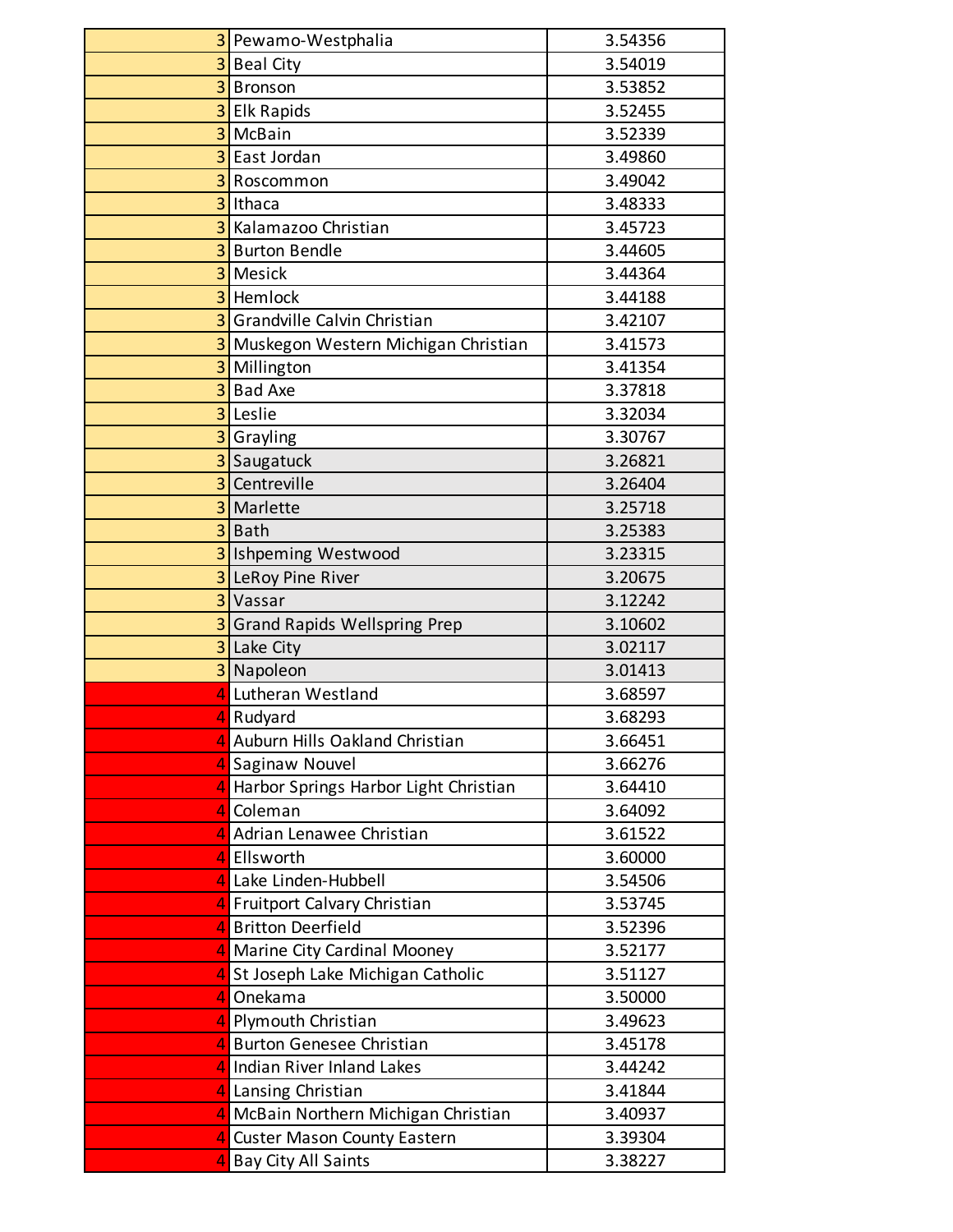| | | |
|---|---|---|
| 3 | Pewamo-Westphalia | 3.54356 |
| 3 | Beal City | 3.54019 |
| 3 | Bronson | 3.53852 |
| 3 | Elk Rapids | 3.52455 |
| 3 | McBain | 3.52339 |
| 3 | East Jordan | 3.49860 |
| 3 | Roscommon | 3.49042 |
| 3 | Ithaca | 3.48333 |
| 3 | Kalamazoo Christian | 3.45723 |
| 3 | Burton Bendle | 3.44605 |
| 3 | Mesick | 3.44364 |
| 3 | Hemlock | 3.44188 |
| 3 | Grandville Calvin Christian | 3.42107 |
| 3 | Muskegon Western Michigan Christian | 3.41573 |
| 3 | Millington | 3.41354 |
| 3 | Bad Axe | 3.37818 |
| 3 | Leslie | 3.32034 |
| 3 | Grayling | 3.30767 |
| 3 | Saugatuck | 3.26821 |
| 3 | Centreville | 3.26404 |
| 3 | Marlette | 3.25718 |
| 3 | Bath | 3.25383 |
| 3 | Ishpeming Westwood | 3.23315 |
| 3 | LeRoy Pine River | 3.20675 |
| 3 | Vassar | 3.12242 |
| 3 | Grand Rapids Wellspring Prep | 3.10602 |
| 3 | Lake City | 3.02117 |
| 3 | Napoleon | 3.01413 |
| 4 | Lutheran Westland | 3.68597 |
| 4 | Rudyard | 3.68293 |
| 4 | Auburn Hills Oakland Christian | 3.66451 |
| 4 | Saginaw Nouvel | 3.66276 |
| 4 | Harbor Springs Harbor Light Christian | 3.64410 |
| 4 | Coleman | 3.64092 |
| 4 | Adrian Lenawee Christian | 3.61522 |
| 4 | Ellsworth | 3.60000 |
| 4 | Lake Linden-Hubbell | 3.54506 |
| 4 | Fruitport Calvary Christian | 3.53745 |
| 4 | Britton Deerfield | 3.52396 |
| 4 | Marine City Cardinal Mooney | 3.52177 |
| 4 | St Joseph Lake Michigan Catholic | 3.51127 |
| 4 | Onekama | 3.50000 |
| 4 | Plymouth Christian | 3.49623 |
| 4 | Burton Genesee Christian | 3.45178 |
| 4 | Indian River Inland Lakes | 3.44242 |
| 4 | Lansing Christian | 3.41844 |
| 4 | McBain Northern Michigan Christian | 3.40937 |
| 4 | Custer Mason County Eastern | 3.39304 |
| 4 | Bay City All Saints | 3.38227 |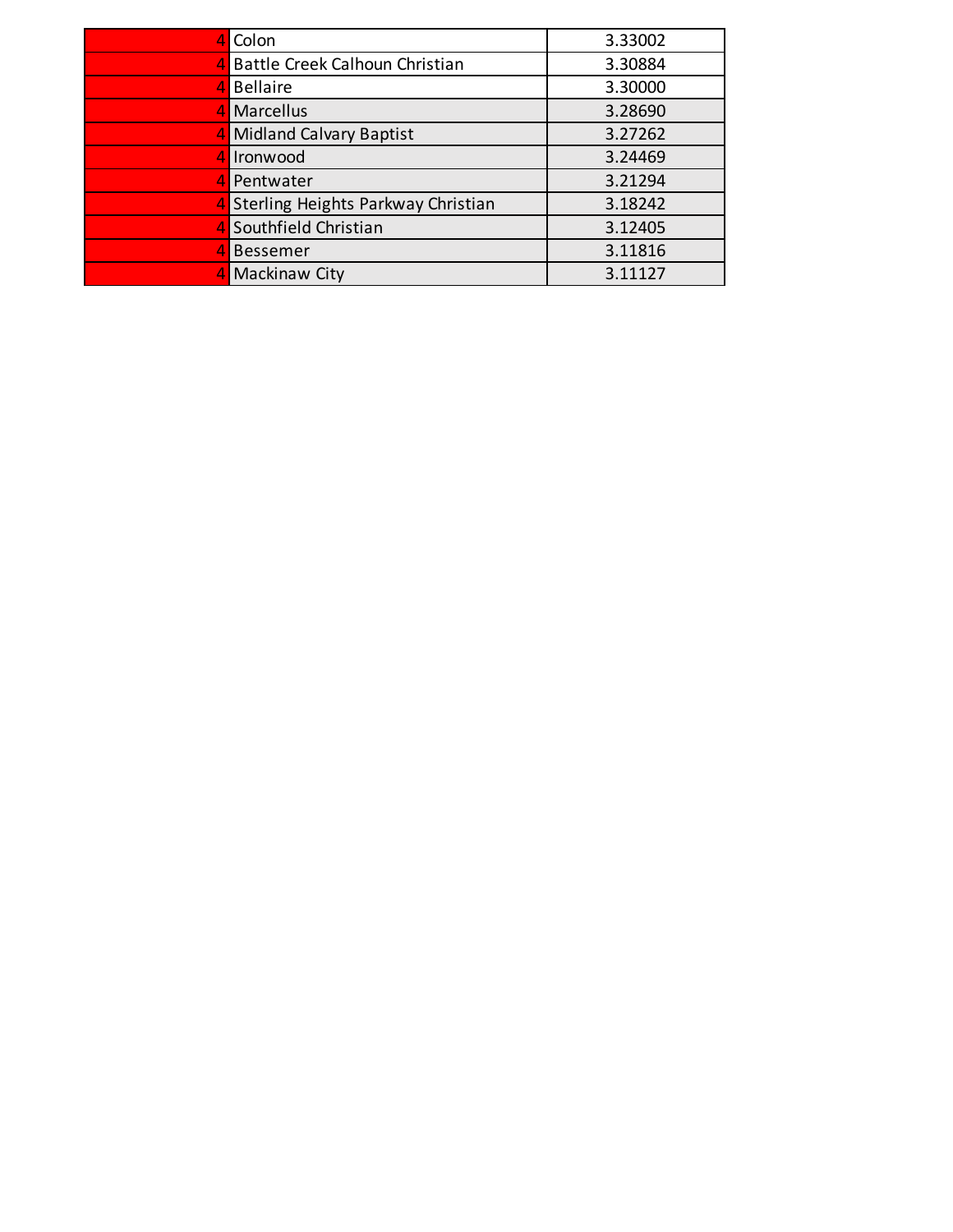| | | |
|---|---|---|
| 4 | Colon | 3.33002 |
| 4 | Battle Creek Calhoun Christian | 3.30884 |
| 4 | Bellaire | 3.30000 |
| 4 | Marcellus | 3.28690 |
| 4 | Midland Calvary Baptist | 3.27262 |
| 4 | Ironwood | 3.24469 |
| 4 | Pentwater | 3.21294 |
| 4 | Sterling Heights Parkway Christian | 3.18242 |
| 4 | Southfield Christian | 3.12405 |
| 4 | Bessemer | 3.11816 |
| 4 | Mackinaw City | 3.11127 |